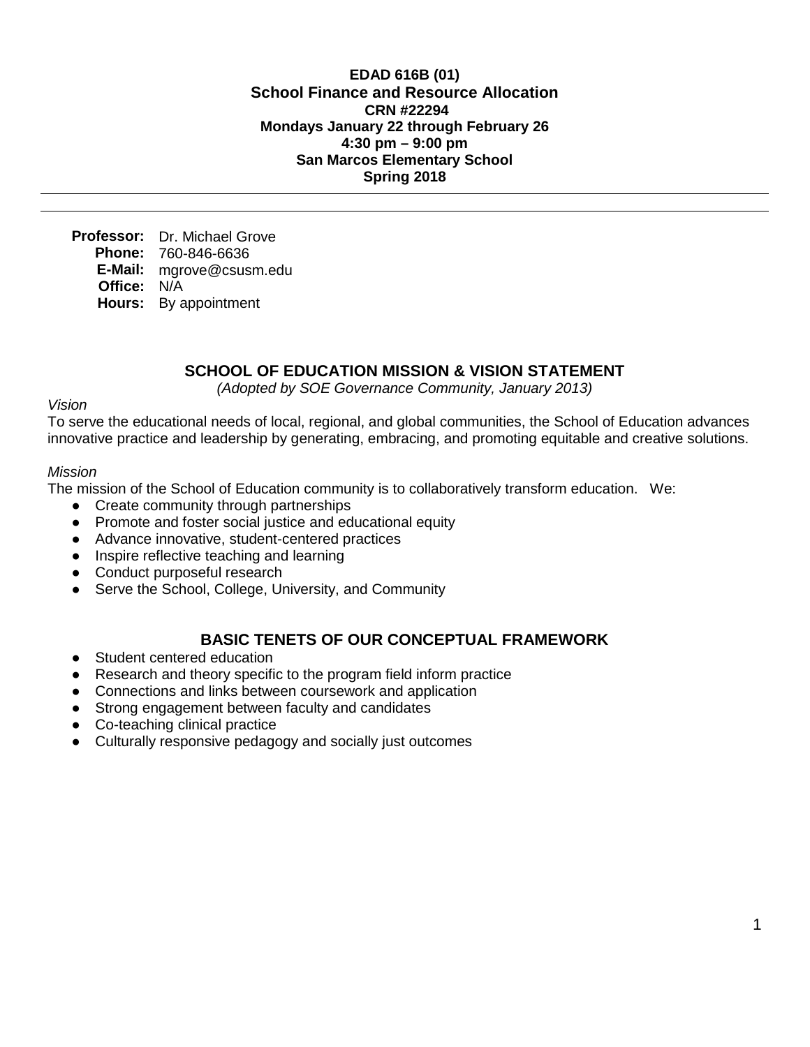**EDAD 616B (01)**
**School Finance and Resource Allocation**
**CRN #22294**
**Mondays January 22 through February 26**
**4:30 pm – 9:00 pm**
**San Marcos Elementary School**
**Spring 2018**

---

**Professor:** Dr. Michael Grove
**Phone:** 760-846-6636
**E-Mail:** mgrove@csusm.edu
**Office:** N/A
**Hours:** By appointment

## SCHOOL OF EDUCATION MISSION & VISION STATEMENT

*(Adopted by SOE Governance Community, January 2013)*

*Vision*

To serve the educational needs of local, regional, and global communities, the School of Education advances innovative practice and leadership by generating, embracing, and promoting equitable and creative solutions.

*Mission*

The mission of the School of Education community is to collaboratively transform education. We:

- Create community through partnerships
- Promote and foster social justice and educational equity
- Advance innovative, student-centered practices
- Inspire reflective teaching and learning
- Conduct purposeful research
- Serve the School, College, University, and Community

## BASIC TENETS OF OUR CONCEPTUAL FRAMEWORK

- Student centered education
- Research and theory specific to the program field inform practice
- Connections and links between coursework and application
- Strong engagement between faculty and candidates
- Co-teaching clinical practice
- Culturally responsive pedagogy and socially just outcomes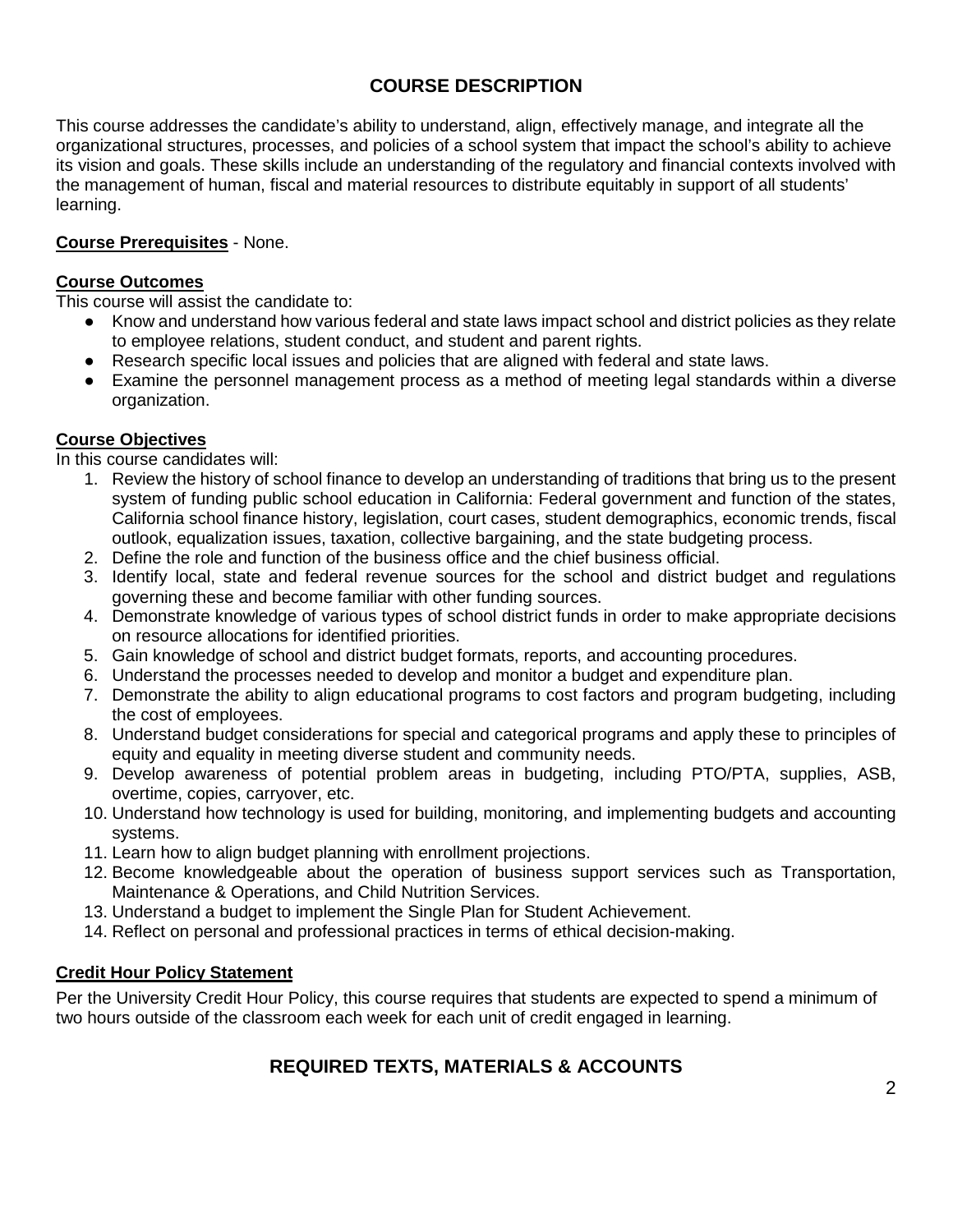## COURSE DESCRIPTION

This course addresses the candidate's ability to understand, align, effectively manage, and integrate all the organizational structures, processes, and policies of a school system that impact the school's ability to achieve its vision and goals. These skills include an understanding of the regulatory and financial contexts involved with the management of human, fiscal and material resources to distribute equitably in support of all students' learning.

**Course Prerequisites** - None.

**Course Outcomes**

This course will assist the candidate to:

- Know and understand how various federal and state laws impact school and district policies as they relate to employee relations, student conduct, and student and parent rights.
- Research specific local issues and policies that are aligned with federal and state laws.
- Examine the personnel management process as a method of meeting legal standards within a diverse organization.

**Course Objectives**

In this course candidates will:

1. Review the history of school finance to develop an understanding of traditions that bring us to the present system of funding public school education in California: Federal government and function of the states, California school finance history, legislation, court cases, student demographics, economic trends, fiscal outlook, equalization issues, taxation, collective bargaining, and the state budgeting process.
2. Define the role and function of the business office and the chief business official.
3. Identify local, state and federal revenue sources for the school and district budget and regulations governing these and become familiar with other funding sources.
4. Demonstrate knowledge of various types of school district funds in order to make appropriate decisions on resource allocations for identified priorities.
5. Gain knowledge of school and district budget formats, reports, and accounting procedures.
6. Understand the processes needed to develop and monitor a budget and expenditure plan.
7. Demonstrate the ability to align educational programs to cost factors and program budgeting, including the cost of employees.
8. Understand budget considerations for special and categorical programs and apply these to principles of equity and equality in meeting diverse student and community needs.
9. Develop awareness of potential problem areas in budgeting, including PTO/PTA, supplies, ASB, overtime, copies, carryover, etc.
10. Understand how technology is used for building, monitoring, and implementing budgets and accounting systems.
11. Learn how to align budget planning with enrollment projections.
12. Become knowledgeable about the operation of business support services such as Transportation, Maintenance & Operations, and Child Nutrition Services.
13. Understand a budget to implement the Single Plan for Student Achievement.
14. Reflect on personal and professional practices in terms of ethical decision-making.

**Credit Hour Policy Statement**

Per the University Credit Hour Policy, this course requires that students are expected to spend a minimum of two hours outside of the classroom each week for each unit of credit engaged in learning.

## REQUIRED TEXTS, MATERIALS & ACCOUNTS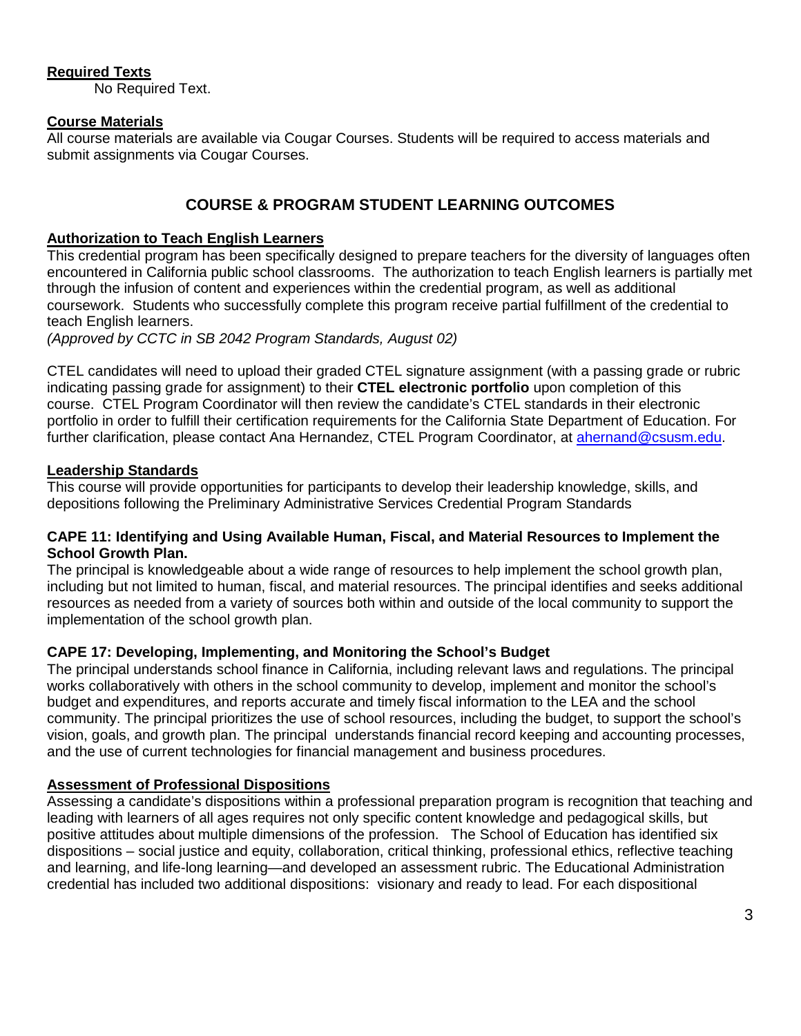**Required Texts**

No Required Text.

**Course Materials**

All course materials are available via Cougar Courses. Students will be required to access materials and submit assignments via Cougar Courses.

## COURSE & PROGRAM STUDENT LEARNING OUTCOMES

**Authorization to Teach English Learners**

This credential program has been specifically designed to prepare teachers for the diversity of languages often encountered in California public school classrooms. The authorization to teach English learners is partially met through the infusion of content and experiences within the credential program, as well as additional coursework. Students who successfully complete this program receive partial fulfillment of the credential to teach English learners.
*(Approved by CCTC in SB 2042 Program Standards, August 02)*

CTEL candidates will need to upload their graded CTEL signature assignment (with a passing grade or rubric indicating passing grade for assignment) to their **CTEL electronic portfolio** upon completion of this course. CTEL Program Coordinator will then review the candidate's CTEL standards in their electronic portfolio in order to fulfill their certification requirements for the California State Department of Education. For further clarification, please contact Ana Hernandez, CTEL Program Coordinator, at ahernand@csusm.edu.

**Leadership Standards**

This course will provide opportunities for participants to develop their leadership knowledge, skills, and depositions following the Preliminary Administrative Services Credential Program Standards

**CAPE 11: Identifying and Using Available Human, Fiscal, and Material Resources to Implement the School Growth Plan.**

The principal is knowledgeable about a wide range of resources to help implement the school growth plan, including but not limited to human, fiscal, and material resources. The principal identifies and seeks additional resources as needed from a variety of sources both within and outside of the local community to support the implementation of the school growth plan.

**CAPE 17: Developing, Implementing, and Monitoring the School's Budget**

The principal understands school finance in California, including relevant laws and regulations. The principal works collaboratively with others in the school community to develop, implement and monitor the school's budget and expenditures, and reports accurate and timely fiscal information to the LEA and the school community. The principal prioritizes the use of school resources, including the budget, to support the school's vision, goals, and growth plan. The principal understands financial record keeping and accounting processes, and the use of current technologies for financial management and business procedures.

**Assessment of Professional Dispositions**

Assessing a candidate's dispositions within a professional preparation program is recognition that teaching and leading with learners of all ages requires not only specific content knowledge and pedagogical skills, but positive attitudes about multiple dimensions of the profession. The School of Education has identified six dispositions – social justice and equity, collaboration, critical thinking, professional ethics, reflective teaching and learning, and life-long learning—and developed an assessment rubric. The Educational Administration credential has included two additional dispositions: visionary and ready to lead. For each dispositional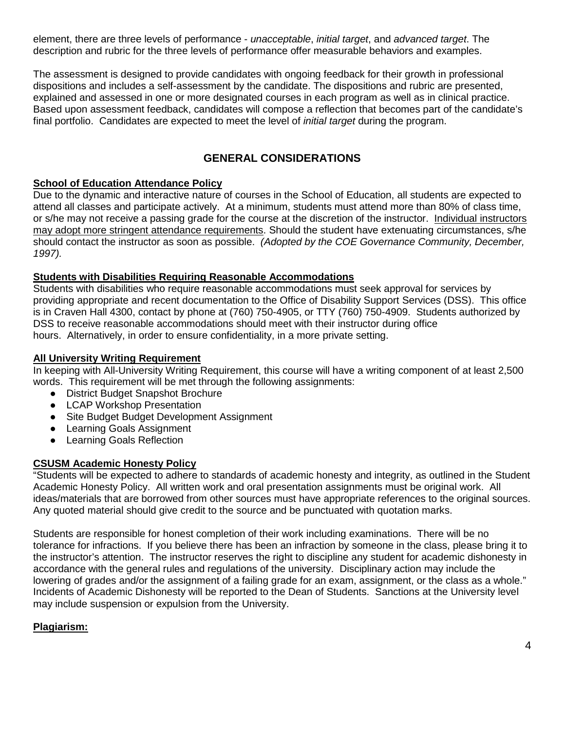element, there are three levels of performance - *unacceptable*, *initial target*, and *advanced target*. The description and rubric for the three levels of performance offer measurable behaviors and examples.

The assessment is designed to provide candidates with ongoing feedback for their growth in professional dispositions and includes a self-assessment by the candidate. The dispositions and rubric are presented, explained and assessed in one or more designated courses in each program as well as in clinical practice. Based upon assessment feedback, candidates will compose a reflection that becomes part of the candidate's final portfolio. Candidates are expected to meet the level of *initial target* during the program.

## GENERAL CONSIDERATIONS

**School of Education Attendance Policy**

Due to the dynamic and interactive nature of courses in the School of Education, all students are expected to attend all classes and participate actively. At a minimum, students must attend more than 80% of class time, or s/he may not receive a passing grade for the course at the discretion of the instructor. Individual instructors may adopt more stringent attendance requirements. Should the student have extenuating circumstances, s/he should contact the instructor as soon as possible. *(Adopted by the COE Governance Community, December, 1997).*

**Students with Disabilities Requiring Reasonable Accommodations**

Students with disabilities who require reasonable accommodations must seek approval for services by providing appropriate and recent documentation to the Office of Disability Support Services (DSS). This office is in Craven Hall 4300, contact by phone at (760) 750-4905, or TTY (760) 750-4909. Students authorized by DSS to receive reasonable accommodations should meet with their instructor during office hours. Alternatively, in order to ensure confidentiality, in a more private setting.

**All University Writing Requirement**

In keeping with All-University Writing Requirement, this course will have a writing component of at least 2,500 words. This requirement will be met through the following assignments:

- District Budget Snapshot Brochure
- LCAP Workshop Presentation
- Site Budget Budget Development Assignment
- Learning Goals Assignment
- Learning Goals Reflection

**CSUSM Academic Honesty Policy**

"Students will be expected to adhere to standards of academic honesty and integrity, as outlined in the Student Academic Honesty Policy. All written work and oral presentation assignments must be original work. All ideas/materials that are borrowed from other sources must have appropriate references to the original sources. Any quoted material should give credit to the source and be punctuated with quotation marks.

Students are responsible for honest completion of their work including examinations. There will be no tolerance for infractions. If you believe there has been an infraction by someone in the class, please bring it to the instructor's attention. The instructor reserves the right to discipline any student for academic dishonesty in accordance with the general rules and regulations of the university. Disciplinary action may include the lowering of grades and/or the assignment of a failing grade for an exam, assignment, or the class as a whole." Incidents of Academic Dishonesty will be reported to the Dean of Students. Sanctions at the University level may include suspension or expulsion from the University.

**Plagiarism:**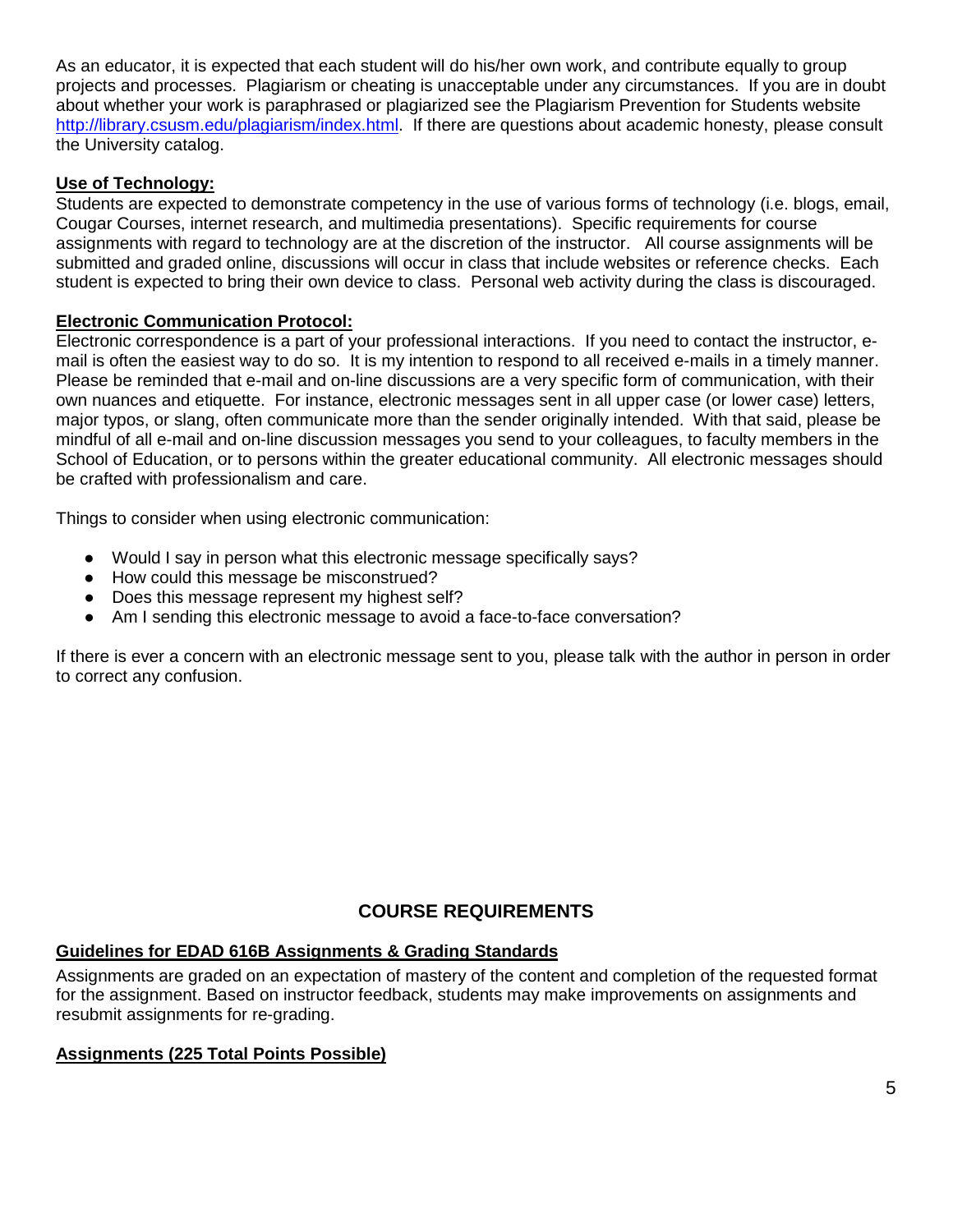As an educator, it is expected that each student will do his/her own work, and contribute equally to group projects and processes. Plagiarism or cheating is unacceptable under any circumstances. If you are in doubt about whether your work is paraphrased or plagiarized see the Plagiarism Prevention for Students website http://library.csusm.edu/plagiarism/index.html. If there are questions about academic honesty, please consult the University catalog.

**Use of Technology:**

Students are expected to demonstrate competency in the use of various forms of technology (i.e. blogs, email, Cougar Courses, internet research, and multimedia presentations). Specific requirements for course assignments with regard to technology are at the discretion of the instructor. All course assignments will be submitted and graded online, discussions will occur in class that include websites or reference checks. Each student is expected to bring their own device to class. Personal web activity during the class is discouraged.

**Electronic Communication Protocol:**

Electronic correspondence is a part of your professional interactions. If you need to contact the instructor, e-mail is often the easiest way to do so. It is my intention to respond to all received e-mails in a timely manner. Please be reminded that e-mail and on-line discussions are a very specific form of communication, with their own nuances and etiquette. For instance, electronic messages sent in all upper case (or lower case) letters, major typos, or slang, often communicate more than the sender originally intended. With that said, please be mindful of all e-mail and on-line discussion messages you send to your colleagues, to faculty members in the School of Education, or to persons within the greater educational community. All electronic messages should be crafted with professionalism and care.

Things to consider when using electronic communication:

- Would I say in person what this electronic message specifically says?
- How could this message be misconstrued?
- Does this message represent my highest self?
- Am I sending this electronic message to avoid a face-to-face conversation?

If there is ever a concern with an electronic message sent to you, please talk with the author in person in order to correct any confusion.

## COURSE REQUIREMENTS

**Guidelines for EDAD 616B Assignments & Grading Standards**

Assignments are graded on an expectation of mastery of the content and completion of the requested format for the assignment. Based on instructor feedback, students may make improvements on assignments and resubmit assignments for re-grading.

**Assignments (225 Total Points Possible)**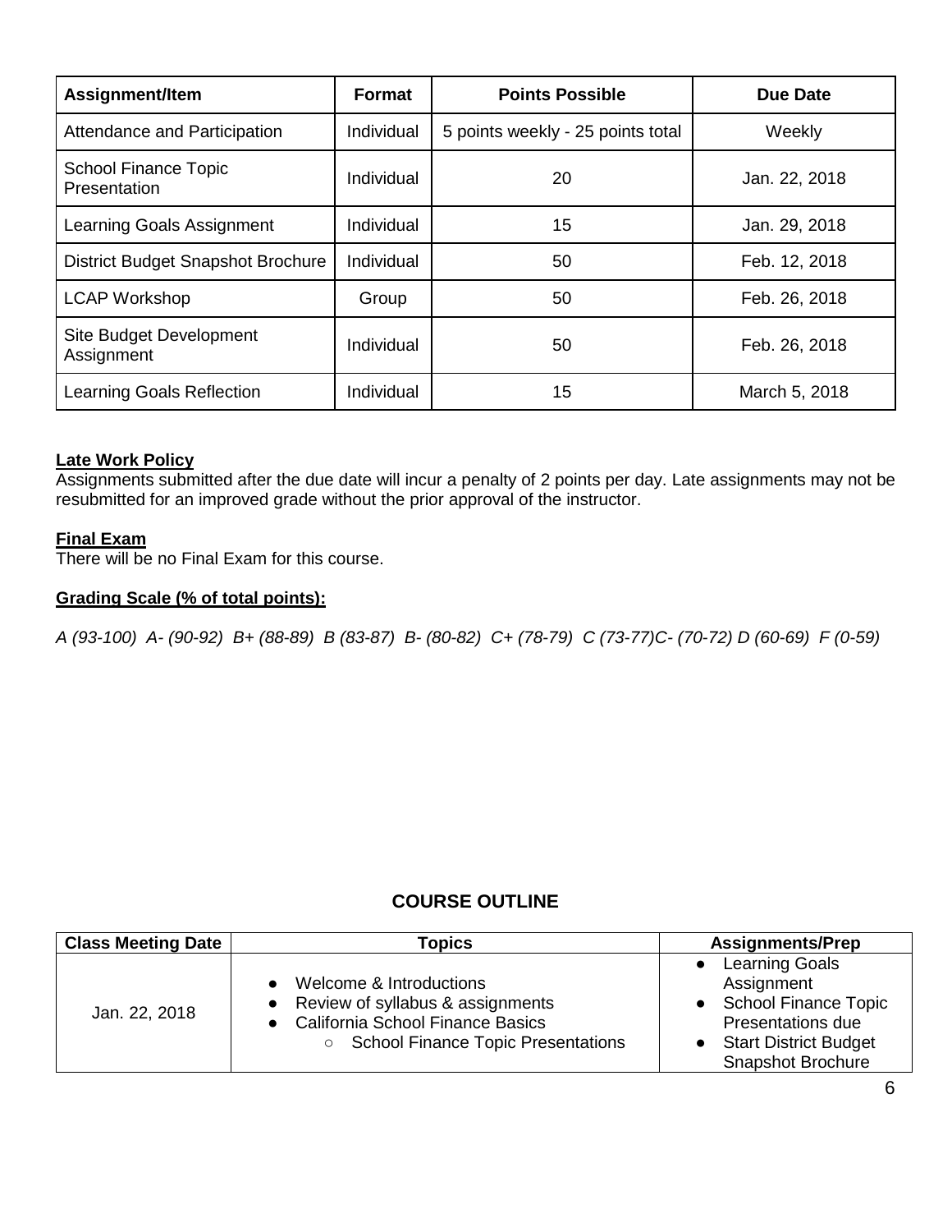| Assignment/Item | Format | Points Possible | Due Date |
|---|---|---|---|
| Attendance and Participation | Individual | 5 points weekly - 25 points total | Weekly |
| School Finance Topic Presentation | Individual | 20 | Jan. 22, 2018 |
| Learning Goals Assignment | Individual | 15 | Jan. 29, 2018 |
| District Budget Snapshot Brochure | Individual | 50 | Feb. 12, 2018 |
| LCAP Workshop | Group | 50 | Feb. 26, 2018 |
| Site Budget Development Assignment | Individual | 50 | Feb. 26, 2018 |
| Learning Goals Reflection | Individual | 15 | March 5, 2018 |

**Late Work Policy**

Assignments submitted after the due date will incur a penalty of 2 points per day. Late assignments may not be resubmitted for an improved grade without the prior approval of the instructor.

**Final Exam**

There will be no Final Exam for this course.

**Grading Scale (% of total points):**

*A (93-100) A- (90-92) B+ (88-89) B (83-87) B- (80-82) C+ (78-79) C (73-77)C- (70-72) D (60-69) F (0-59)*

## COURSE OUTLINE

| Class Meeting Date | Topics | Assignments/Prep |
|---|---|---|
| Jan. 22, 2018 | • Welcome & Introductions<br>• Review of syllabus & assignments<br>• California School Finance Basics<br>  ○ School Finance Topic Presentations | • Learning Goals Assignment<br>• School Finance Topic Presentations due<br>• Start District Budget Snapshot Brochure |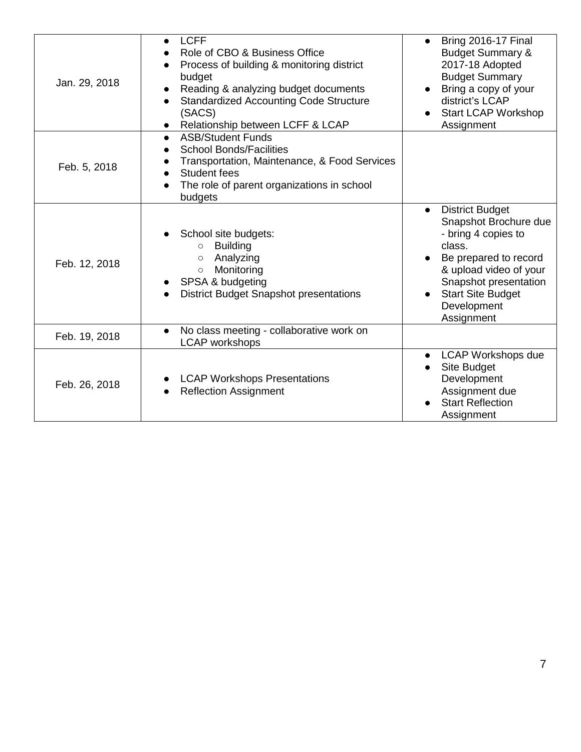| | | |
|---|---|---|
| Jan. 29, 2018 | • LCFF<br>• Role of CBO & Business Office<br>• Process of building & monitoring district budget<br>• Reading & analyzing budget documents<br>• Standardized Accounting Code Structure (SACS)<br>• Relationship between LCFF & LCAP | • Bring 2016-17 Final Budget Summary & 2017-18 Adopted Budget Summary<br>• Bring a copy of your district's LCAP<br>• Start LCAP Workshop Assignment |
| Feb. 5, 2018 | • ASB/Student Funds<br>• School Bonds/Facilities<br>• Transportation, Maintenance, & Food Services<br>• Student fees<br>• The role of parent organizations in school budgets | |
| Feb. 12, 2018 | • School site budgets:<br>&nbsp;&nbsp;&nbsp;&nbsp;○ Building<br>&nbsp;&nbsp;&nbsp;&nbsp;○ Analyzing<br>&nbsp;&nbsp;&nbsp;&nbsp;○ Monitoring<br>• SPSA & budgeting<br>• District Budget Snapshot presentations | • District Budget Snapshot Brochure due - bring 4 copies to class.<br>• Be prepared to record & upload video of your Snapshot presentation<br>• Start Site Budget Development Assignment |
| Feb. 19, 2018 | • No class meeting - collaborative work on LCAP workshops | |
| Feb. 26, 2018 | • LCAP Workshops Presentations<br>• Reflection Assignment | • LCAP Workshops due<br>• Site Budget Development Assignment due<br>• Start Reflection Assignment |